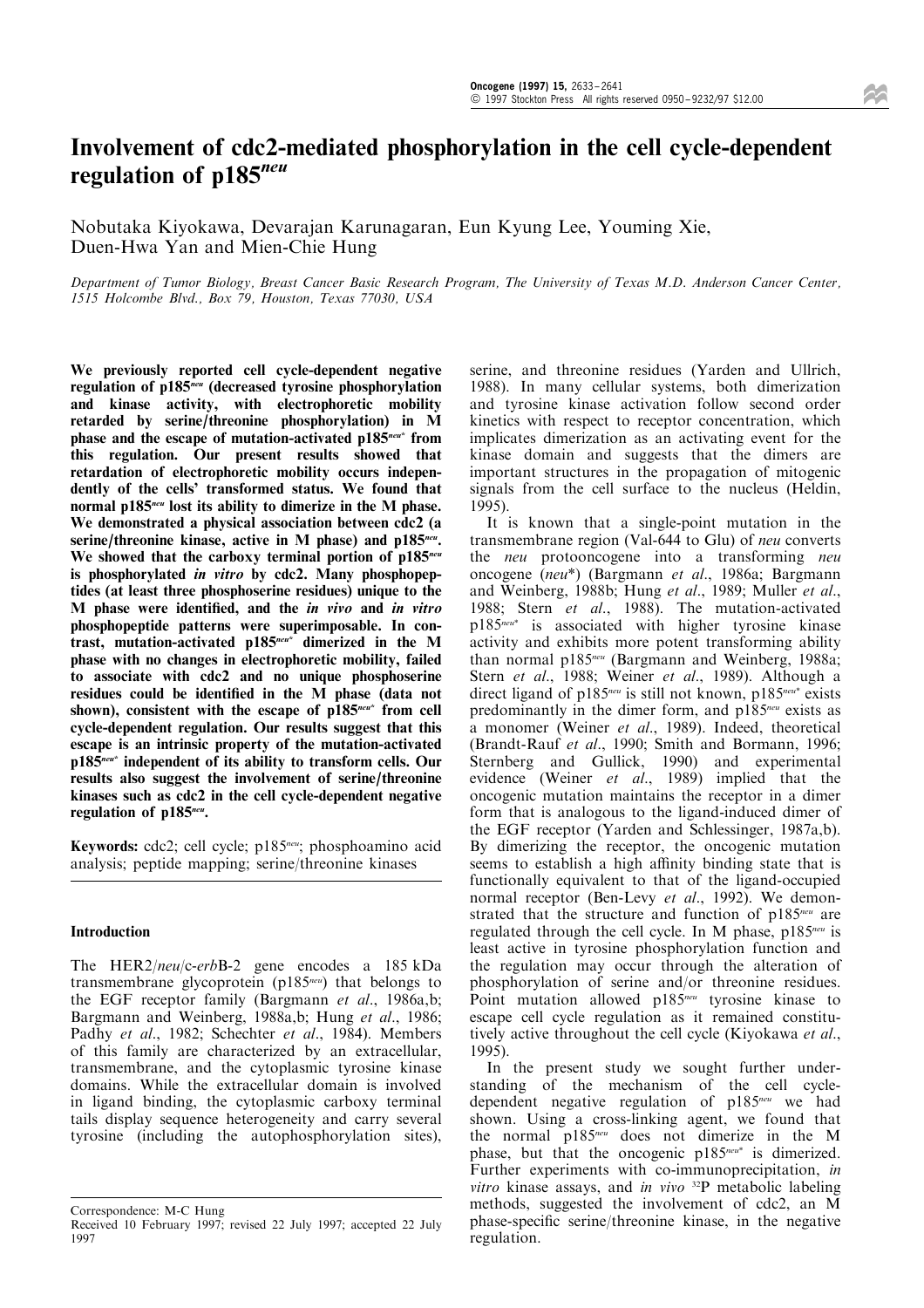# Involvement of cdc2-mediated phosphorylation in the cell cycle-dependent regulation of p185$^{neu}$

Nobutaka Kiyokawa, Devarajan Karunagaran, Eun Kyung Lee, Youming Xie, Duen-Hwa Yan and Mien-Chie Hung

*Department of Tumor Biology, Breast Cancer Basic Research Program, The University of Texas M.D. Anderson Cancer Center, 1515 Holcombe Blvd., Box 79, Houston, Texas 77030, USA*

**We previously reported cell cycle-dependent negative regulation of p185$^{neu}$ (decreased tyrosine phosphorylation and kinase activity, with electrophoretic mobility retarded by serine/threonine phosphorylation) in M phase and the escape of mutation-activated p185$^{neu*}$ from this regulation. Our present results showed that retardation of electrophoretic mobility occurs independently of the cells' transformed status. We found that normal p185$^{neu}$ lost its ability to dimerize in the M phase. We demonstrated a physical association between cdc2 (a serine/threonine kinase, active in M phase) and p185$^{neu}$. We showed that the carboxy terminal portion of p185$^{neu}$ is phosphorylated *in vitro* by cdc2. Many phosphopeptides (at least three phosphoserine residues) unique to the M phase were identified, and the *in vivo* and *in vitro* phosphopeptide patterns were superimposable. In contrast, mutation-activated p185$^{neu*}$ dimerized in the M phase with no changes in electrophoretic mobility, failed to associate with cdc2 and no unique phosphoserine residues could be identified in the M phase (data not shown), consistent with the escape of p185$^{neu*}$ from cell cycle-dependent regulation. Our results suggest that this escape is an intrinsic property of the mutation-activated p185$^{neu*}$ independent of its ability to transform cells. Our results also suggest the involvement of serine/threonine kinases such as cdc2 in the cell cycle-dependent negative regulation of p185$^{neu}$.**

**Keywords:** cdc2; cell cycle; p185$^{neu}$; phosphoamino acid analysis; peptide mapping; serine/threonine kinases

## Introduction

The HER2/*neu*/c-*erb*B-2 gene encodes a 185 kDa transmembrane glycoprotein (p185$^{neu}$) that belongs to the EGF receptor family (Bargmann *et al*., 1986a,b; Bargmann and Weinberg, 1988a,b; Hung *et al*., 1986; Padhy *et al*., 1982; Schechter *et al*., 1984). Members of this family are characterized by an extracellular, transmembrane, and the cytoplasmic tyrosine kinase domains. While the extracellular domain is involved in ligand binding, the cytoplasmic carboxy terminal tails display sequence heterogeneity and carry several tyrosine (including the autophosphorylation sites), serine, and threonine residues (Yarden and Ullrich, 1988). In many cellular systems, both dimerization and tyrosine kinase activation follow second order kinetics with respect to receptor concentration, which implicates dimerization as an activating event for the kinase domain and suggests that the dimers are important structures in the propagation of mitogenic signals from the cell surface to the nucleus (Heldin, 1995).

It is known that a single-point mutation in the transmembrane region (Val-644 to Glu) of *neu* converts the *neu* protooncogene into a transforming *neu* oncogene (*neu*\*) (Bargmann *et al*., 1986a; Bargmann and Weinberg, 1988b; Hung *et al*., 1989; Muller *et al*., 1988; Stern *et al*., 1988). The mutation-activated p185$^{neu*}$ is associated with higher tyrosine kinase activity and exhibits more potent transforming ability than normal p185$^{neu}$ (Bargmann and Weinberg, 1988a; Stern *et al*., 1988; Weiner *et al*., 1989). Although a direct ligand of p185$^{neu}$ is still not known, p185$^{neu*}$ exists predominantly in the dimer form, and p185$^{neu}$ exists as a monomer (Weiner *et al*., 1989). Indeed, theoretical (Brandt-Rauf *et al*., 1990; Smith and Bormann, 1996; Sternberg and Gullick, 1990) and experimental evidence (Weiner *et al*., 1989) implied that the oncogenic mutation maintains the receptor in a dimer form that is analogous to the ligand-induced dimer of the EGF receptor (Yarden and Schlessinger, 1987a,b). By dimerizing the receptor, the oncogenic mutation seems to establish a high affinity binding state that is functionally equivalent to that of the ligand-occupied normal receptor (Ben-Levy *et al*., 1992). We demonstrated that the structure and function of p185$^{neu}$ are regulated through the cell cycle. In M phase, p185$^{neu}$ is least active in tyrosine phosphorylation function and the regulation may occur through the alteration of phosphorylation of serine and/or threonine residues. Point mutation allowed p185$^{neu}$ tyrosine kinase to escape cell cycle regulation as it remained constitutively active throughout the cell cycle (Kiyokawa *et al*., 1995).

In the present study we sought further understanding of the mechanism of the cell cycle-dependent negative regulation of p185$^{neu}$ we had shown. Using a cross-linking agent, we found that the normal p185$^{neu}$ does not dimerize in the M phase, but that the oncogenic p185$^{neu*}$ is dimerized. Further experiments with co-immunoprecipitation, *in vitro* kinase assays, and *in vivo* $^{32}$P metabolic labeling methods, suggested the involvement of cdc2, an M phase-specific serine/threonine kinase, in the negative regulation.

Correspondence: M-C Hung
Received 10 February 1997; revised 22 July 1997; accepted 22 July 1997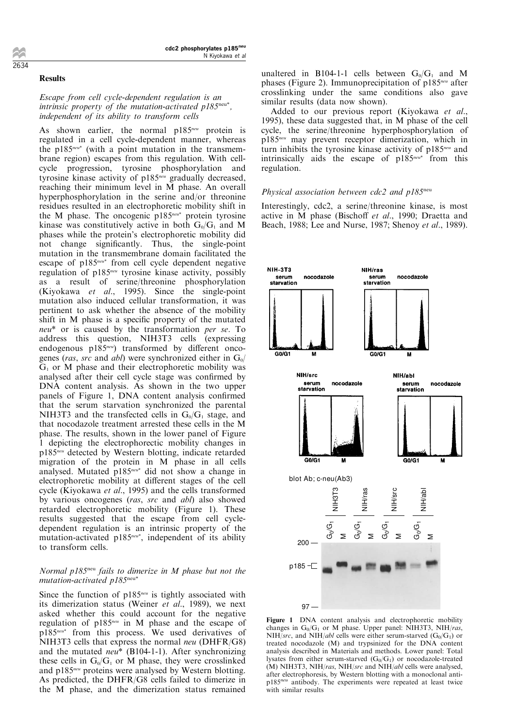## Results

### *Escape from cell cycle-dependent regulation is an intrinsic property of the mutation-activated p185*$^{neu*}$*, independent of its ability to transform cells*

As shown earlier, the normal p185$^{neu}$ protein is regulated in a cell cycle-dependent manner, whereas the p185$^{neu*}$ (with a point mutation in the transmembrane region) escapes from this regulation. With cell-cycle progression, tyrosine phosphorylation and tyrosine kinase activity of p185$^{neu}$ gradually decreased, reaching their minimum level in M phase. An overall hyperphosphorylation in the serine and/or threonine residues resulted in an electrophoretic mobility shift in the M phase. The oncogenic p185$^{neu*}$ protein tyrosine kinase was constitutively active in both $G_0/G_1$ and M phases while the protein's electrophoretic mobility did not change significantly. Thus, the single-point mutation in the transmembrane domain facilitated the escape of p185$^{neu*}$ from cell cycle dependent negative regulation of p185$^{neu}$ tyrosine kinase activity, possibly as a result of serine/threonine phosphorylation (Kiyokawa *et al*., 1995). Since the single-point mutation also induced cellular transformation, it was pertinent to ask whether the absence of the mobility shift in M phase is a specific property of the mutated *neu*\* or is caused by the transformation *per se*. To address this question, NIH3T3 cells (expressing endogenous p185$^{neu}$) transformed by different oncogenes (*ras*, *src* and *abl*) were synchronized either in $G_0/G_1$ or M phase and their electrophoretic mobility was analysed after their cell cycle stage was confirmed by DNA content analysis. As shown in the two upper panels of Figure 1, DNA content analysis confirmed that the serum starvation synchronized the parental NIH3T3 and the transfected cells in $G_0/G_1$ stage, and that nocodazole treatment arrested these cells in the M phase. The results, shown in the lower panel of Figure 1 depicting the electrophorectic mobility changes in p185$^{neu}$ detected by Western blotting, indicate retarded migration of the protein in M phase in all cells analysed. Mutated p185$^{neu*}$ did not show a change in electrophoretic mobility at different stages of the cell cycle (Kiyokawa *et al*., 1995) and the cells transformed by various oncogenes (*ras*, *src* and *abl*) also showed retarded electrophoretic mobility (Figure 1). These results suggested that the escape from cell cycle-dependent regulation is an intrinsic property of the mutation-activated p185$^{neu*}$, independent of its ability to transform cells.

### *Normal p185*$^{neu}$ *fails to dimerize in M phase but not the mutation-activated p185*$^{neu*}$

Since the function of p185$^{neu}$ is tightly associated with its dimerization status (Weiner *et al*., 1989), we next asked whether this could account for the negative regulation of p185$^{neu}$ in M phase and the escape of p185$^{neu*}$ from this process. We used derivatives of NIH3T3 cells that express the normal *neu* (DHFR/G8) and the mutated *neu*\* (B104-1-1). After synchronizing these cells in $G_0/G_1$ or M phase, they were crosslinked and p185$^{neu}$ proteins were analysed by Western blotting. As predicted, the DHFR/G8 cells failed to dimerize in the M phase, and the dimerization status remained unaltered in B104-1-1 cells between $G_0/G_1$ and M phases (Figure 2). Immunoprecipitation of p185$^{neu}$ after crosslinking under the same conditions also gave similar results (data now shown).

Added to our previous report (Kiyokawa *et al*., 1995), these data suggested that, in M phase of the cell cycle, the serine/threonine hyperphosphorylation of p185$^{neu}$ may prevent receptor dimerization, which in turn inhibits the tyrosine kinase activity of p185$^{neu}$ and intrinsically aids the escape of p185$^{neu*}$ from this regulation.

### *Physical association between cdc2 and p185*$^{neu}$

Interestingly, cdc2, a serine/threonine kinase, is most active in M phase (Bischoff *et al*., 1990; Draetta and Beach, 1988; Lee and Nurse, 1987; Shenoy *et al*., 1989).

**Figure 1** DNA content analysis and electrophoretic mobility changes in $G_0/G_1$ or M phase. Upper panel: NIH3T3, NIH/*ras*, NIH/*src*, and NIH/*abl* cells were either serum-starved ($G_0/G_1$) or treated nocodazole (M) and trypsinized for the DNA content analysis described in Materials and methods. Lower panel: Total lysates from either serum-starved ($G_0/G_1$) or nocodazole-treated (M) NIH3T3, NIH/*ras*, NIH/*src* and NIH/*abl* cells were analysed, after electrophoresis, by Western blotting with a monoclonal anti-p185$^{neu}$ antibody. The experiments were repeated at least twice with similar results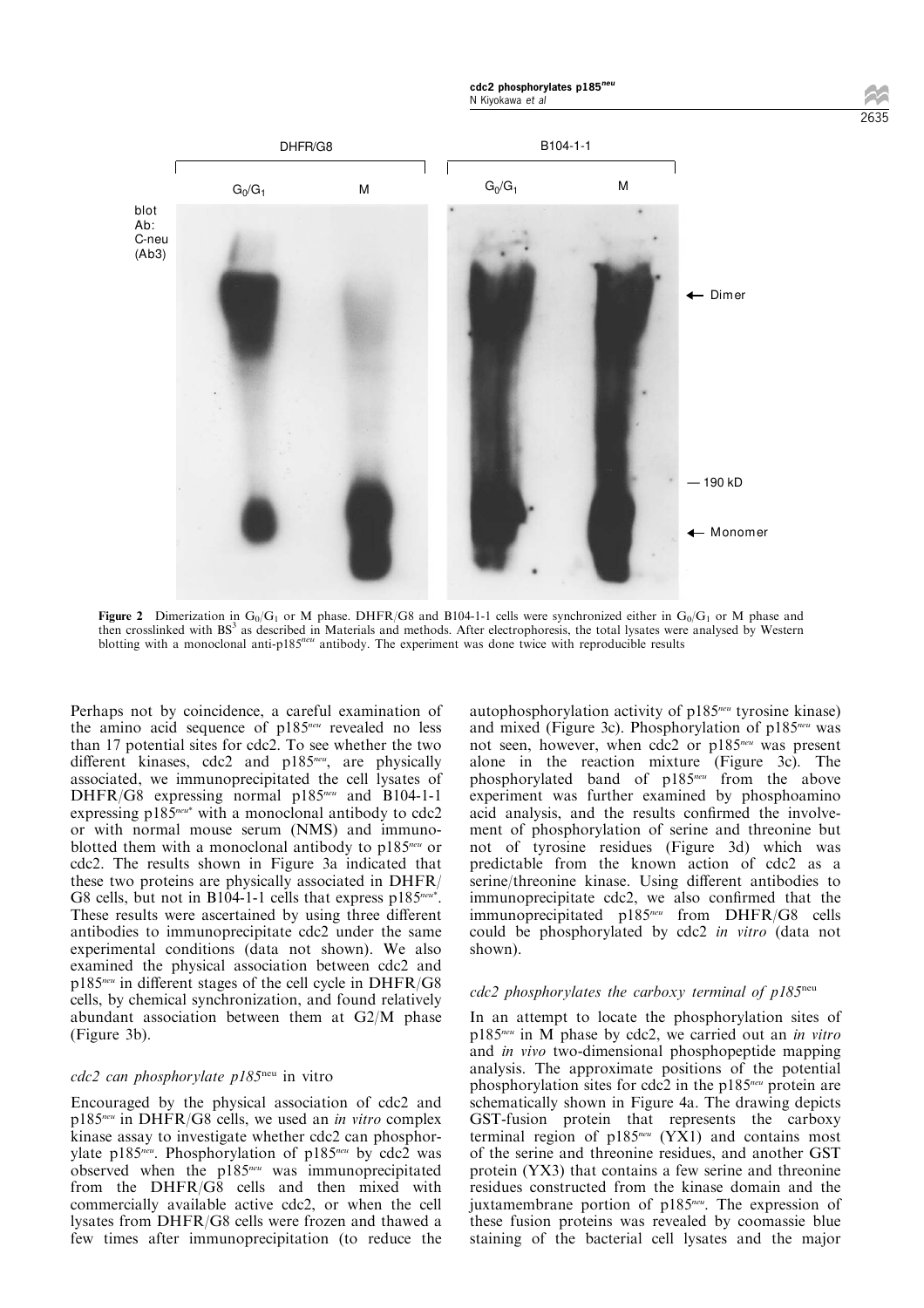Figure 2 Dimerization in $G_0/G_1$ or M phase. DHFR/G8 and B104-1-1 cells were synchronized either in $G_0/G_1$ or M phase and then crosslinked with $BS^3$ as described in Materials and methods. After electrophoresis, the total lysates were analysed by Western blotting with a monoclonal anti-p185$^{neu}$ antibody. The experiment was done twice with reproducible results

Perhaps not by coincidence, a careful examination of the amino acid sequence of p185$^{neu}$ revealed no less than 17 potential sites for cdc2. To see whether the two different kinases, cdc2 and p185$^{neu}$, are physically associated, we immunoprecipitated the cell lysates of DHFR/G8 expressing normal p185$^{neu}$ and B104-1-1 expressing p185$^{neu*}$ with a monoclonal antibody to cdc2 or with normal mouse serum (NMS) and immunoblotted them with a monoclonal antibody to p185$^{neu}$ or cdc2. The results shown in Figure 3a indicated that these two proteins are physically associated in DHFR/G8 cells, but not in B104-1-1 cells that express p185$^{neu*}$. These results were ascertained by using three different antibodies to immunoprecipitate cdc2 under the same experimental conditions (data not shown). We also examined the physical association between cdc2 and p185$^{neu}$ in different stages of the cell cycle in DHFR/G8 cells, by chemical synchronization, and found relatively abundant association between them at G2/M phase (Figure 3b).

### *cdc2 can phosphorylate p185*$^{neu}$ in vitro

Encouraged by the physical association of cdc2 and p185$^{neu}$ in DHFR/G8 cells, we used an *in vitro* complex kinase assay to investigate whether cdc2 can phosphorylate p185$^{neu}$. Phosphorylation of p185$^{neu}$ by cdc2 was observed when the p185$^{neu}$ was immunoprecipitated from the DHFR/G8 cells and then mixed with commercially available active cdc2, or when the cell lysates from DHFR/G8 cells were frozen and thawed a few times after immunoprecipitation (to reduce the autophosphorylation activity of p185$^{neu}$ tyrosine kinase) and mixed (Figure 3c). Phosphorylation of p185$^{neu}$ was not seen, however, when cdc2 or p185$^{neu}$ was present alone in the reaction mixture (Figure 3c). The phosphorylated band of p185$^{neu}$ from the above experiment was further examined by phosphoamino acid analysis, and the results confirmed the involvement of phosphorylation of serine and threonine but not of tyrosine residues (Figure 3d) which was predictable from the known action of cdc2 as a serine/threonine kinase. Using different antibodies to immunoprecipitate cdc2, we also confirmed that the immunoprecipitated p185$^{neu}$ from DHFR/G8 cells could be phosphorylated by cdc2 *in vitro* (data not shown).

### *cdc2 phosphorylates the carboxy terminal of p185*$^{neu}$

In an attempt to locate the phosphorylation sites of p185$^{neu}$ in M phase by cdc2, we carried out an *in vitro* and *in vivo* two-dimensional phosphopeptide mapping analysis. The approximate positions of the potential phosphorylation sites for cdc2 in the p185$^{neu}$ protein are schematically shown in Figure 4a. The drawing depicts GST-fusion protein that represents the carboxy terminal region of p185$^{neu}$ (YX1) and contains most of the serine and threonine residues, and another GST protein (YX3) that contains a few serine and threonine residues constructed from the kinase domain and the juxtamembrane portion of p185$^{neu}$. The expression of these fusion proteins was revealed by coomassie blue staining of the bacterial cell lysates and the major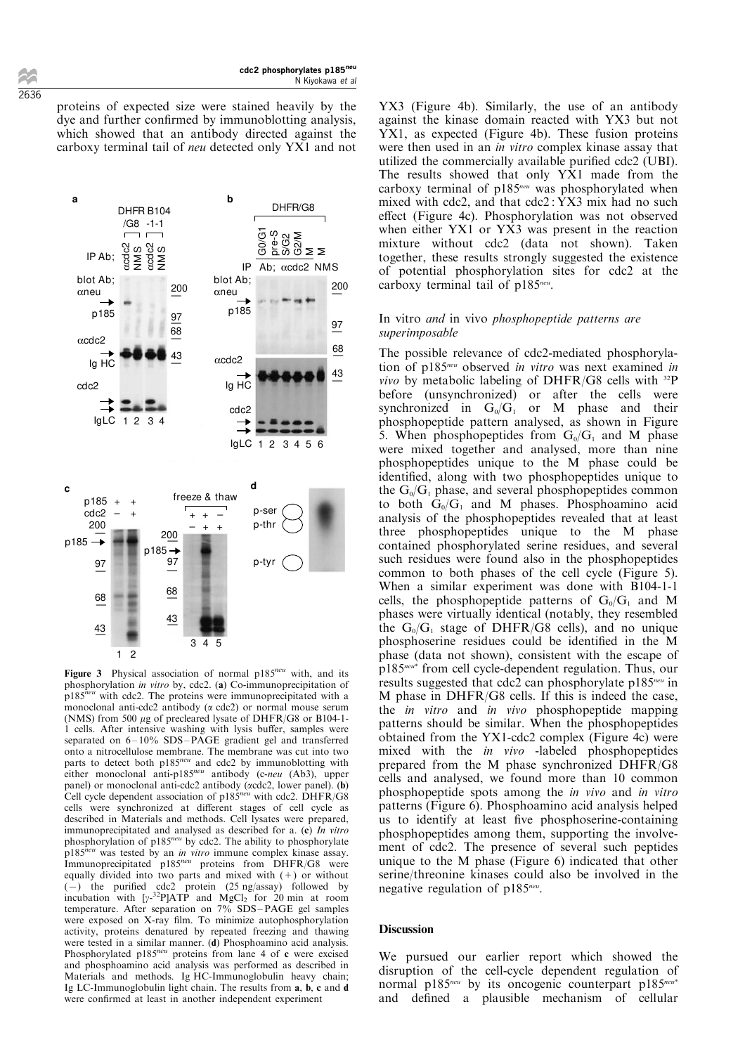proteins of expected size were stained heavily by the dye and further confirmed by immunoblotting analysis, which showed that an antibody directed against the carboxy terminal tail of *neu* detected only YX1 and not YX3 (Figure 4b). Similarly, the use of an antibody against the kinase domain reacted with YX3 but not YX1, as expected (Figure 4b). These fusion proteins were then used in an *in vitro* complex kinase assay that utilized the commercially available purified cdc2 (UBI). The results showed that only YX1 made from the carboxy terminal of p185$^{neu}$ was phosphorylated when mixed with cdc2, and that cdc2 : YX3 mix had no such effect (Figure 4c). Phosphorylation was not observed when either YX1 or YX3 was present in the reaction mixture without cdc2 (data not shown). Taken together, these results strongly suggested the existence of potential phosphorylation sites for cdc2 at the carboxy terminal tail of p185$^{neu}$.

**Figure 3** Physical association of normal p185$^{neu}$ with, and its phosphorylation *in vitro* by, cdc2. (**a**) Co-immunoprecipitation of p185$^{neu}$ with cdc2. The proteins were immunoprecipitated with a monoclonal anti-cdc2 antibody ($\alpha$ cdc2) or normal mouse serum (NMS) from 500 $\mu$g of precleared lysate of DHFR/G8 or B104-1-1 cells. After intensive washing with lysis buffer, samples were separated on 6–10% SDS–PAGE gradient gel and transferred onto a nitrocellulose membrane. The membrane was cut into two parts to detect both p185$^{neu}$ and cdc2 by immunoblotting with either monoclonal anti-p185$^{neu}$ antibody (c-*neu* (Ab3), upper panel) or monoclonal anti-cdc2 antibody ($\alpha$cdc2, lower panel). (**b**) Cell cycle dependent association of p185$^{neu}$ with cdc2. DHFR/G8 cells were synchronized at different stages of cell cycle as described in Materials and methods. Cell lysates were prepared, immunoprecipitated and analysed as described for a. (**c**) *In vitro* phosphorylation of p185$^{neu}$ by cdc2. The ability to phosphorylate p185$^{neu}$ was tested by an *in vitro* immune complex kinase assay. Immunoprecipitated p185$^{neu}$ proteins from DHFR/G8 were equally divided into two parts and mixed with (+) or without (−) the purified cdc2 protein (25 ng/assay) followed by incubation with [$\gamma$-$^{32}$P]ATP and $MgCl_2$ for 20 min at room temperature. After separation on 7% SDS–PAGE gel samples were exposed on X-ray film. To minimize autophosphorylation activity, proteins denatured by repeated freezing and thawing were tested in a similar manner. (**d**) Phosphoamino acid analysis. Phosphorylated p185$^{neu}$ proteins from lane 4 of **c** were excised and phosphoamino acid analysis was performed as described in Materials and methods. Ig HC-Immunoglobulin heavy chain; Ig LC-Immunoglobulin light chain. The results from **a**, **b**, **c** and **d** were confirmed at least in another independent experiment

### *In vitro and in vivo phosphopeptide patterns are superimposable*

The possible relevance of cdc2-mediated phosphorylation of p185$^{neu}$ observed *in vitro* was next examined *in vivo* by metabolic labeling of DHFR/G8 cells with $^{32}$P before (unsynchronized) or after the cells were synchronized in $G_0/G_1$ or M phase and their phosphopeptide pattern analysed, as shown in Figure 5. When phosphopeptides from $G_0/G_1$ and M phase were mixed together and analysed, more than nine phosphopeptides unique to the M phase could be identified, along with two phosphopeptides unique to the $G_0/G_1$ phase, and several phosphopeptides common to both $G_0/G_1$ and M phases. Phosphoamino acid analysis of the phosphopeptides revealed that at least three phosphopeptides unique to the M phase contained phosphorylated serine residues, and several such residues were found also in the phosphopeptides common to both phases of the cell cycle (Figure 5). When a similar experiment was done with B104-1-1 cells, the phosphopeptide patterns of $G_0/G_1$ and M phases were virtually identical (notably, they resembled the $G_0/G_1$ stage of DHFR/G8 cells), and no unique phosphoserine residues could be identified in the M phase (data not shown), consistent with the escape of p185$^{neu*}$ from cell cycle-dependent regulation. Thus, our results suggested that cdc2 can phosphorylate p185$^{neu}$ in M phase in DHFR/G8 cells. If this is indeed the case, the *in vitro* and *in vivo* phosphopeptide mapping patterns should be similar. When the phosphopeptides obtained from the YX1-cdc2 complex (Figure 4c) were mixed with the *in vivo* -labeled phosphopeptides prepared from the M phase synchronized DHFR/G8 cells and analysed, we found more than 10 common phosphopeptide spots among the *in vivo* and *in vitro* patterns (Figure 6). Phosphoamino acid analysis helped us to identify at least five phosphoserine-containing phosphopeptides among them, supporting the involvement of cdc2. The presence of several such peptides unique to the M phase (Figure 6) indicated that other serine/threonine kinases could also be involved in the negative regulation of p185$^{neu}$.

## Discussion

We pursued our earlier report which showed the disruption of the cell-cycle dependent regulation of normal p185$^{neu}$ by its oncogenic counterpart p185$^{neu*}$ and defined a plausible mechanism of cellular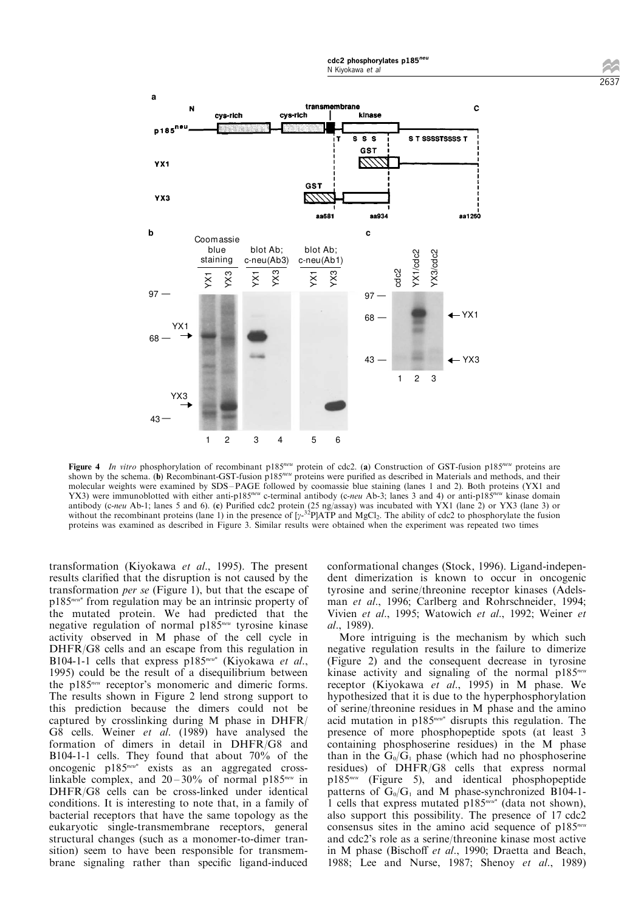**Figure 4** *In vitro* phosphorylation of recombinant p185$^{neu}$ protein of cdc2. (**a**) Construction of GST-fusion p185$^{neu}$ proteins are shown by the schema. (**b**) Recombinant-GST-fusion p185$^{neu}$ proteins were purified as described in Materials and methods, and their molecular weights were examined by SDS–PAGE followed by coomassie blue staining (lanes 1 and 2). Both proteins (YX1 and YX3) were immunoblotted with either anti-p185$^{neu}$ c-terminal antibody (c-*neu* Ab-3; lanes 3 and 4) or anti-p185$^{neu}$ kinase domain antibody (c-*neu* Ab-1; lanes 5 and 6). (**c**) Purified cdc2 protein (25 ng/assay) was incubated with YX1 (lane 2) or YX3 (lane 3) or without the recombinant proteins (lane 1) in the presence of [$\gamma$-$^{32}$P]ATP and $MgCl_2$. The ability of cdc2 to phosphorylate the fusion proteins was examined as described in Figure 3. Similar results were obtained when the experiment was repeated two times

transformation (Kiyokawa *et al*., 1995). The present results clarified that the disruption is not caused by the transformation *per se* (Figure 1), but that the escape of p185$^{neu*}$ from regulation may be an intrinsic property of the mutated protein. We had predicted that the negative regulation of normal p185$^{neu}$ tyrosine kinase activity observed in M phase of the cell cycle in DHFR/G8 cells and an escape from this regulation in B104-1-1 cells that express p185$^{neu*}$ (Kiyokawa *et al*., 1995) could be the result of a disequilibrium between the p185$^{neu}$ receptor's monomeric and dimeric forms. The results shown in Figure 2 lend strong support to this prediction because the dimers could not be captured by crosslinking during M phase in DHFR/G8 cells. Weiner *et al*. (1989) have analysed the formation of dimers in detail in DHFR/G8 and B104-1-1 cells. They found that about 70% of the oncogenic p185$^{neu*}$ exists as an aggregated cross-linkable complex, and 20–30% of normal p185$^{neu}$ in DHFR/G8 cells can be cross-linked under identical conditions. It is interesting to note that, in a family of bacterial receptors that have the same topology as the eukaryotic single-transmembrane receptors, general structural changes (such as a monomer-to-dimer transition) seem to have been responsible for transmembrane signaling rather than specific ligand-induced conformational changes (Stock, 1996). Ligand-independent dimerization is known to occur in oncogenic tyrosine and serine/threonine receptor kinases (Adelsman *et al*., 1996; Carlberg and Rohrschneider, 1994; Vivien *et al*., 1995; Watowich *et al*., 1992; Weiner *et al*., 1989).

More intriguing is the mechanism by which such negative regulation results in the failure to dimerize (Figure 2) and the consequent decrease in tyrosine kinase activity and signaling of the normal p185$^{neu}$ receptor (Kiyokawa *et al*., 1995) in M phase. We hypothesized that it is due to the hyperphosphorylation of serine/threonine residues in M phase and the amino acid mutation in p185$^{neu*}$ disrupts this regulation. The presence of more phosphopeptide spots (at least 3 containing phosphoserine residues) in the M phase than in the $G_0/G_1$ phase (which had no phosphoserine residues) of DHFR/G8 cells that express normal p185$^{neu}$ (Figure 5), and identical phosphopeptide patterns of $G_0/G_1$ and M phase-synchronized B104-1-1 cells that express mutated p185$^{neu*}$ (data not shown), also support this possibility. The presence of 17 cdc2 consensus sites in the amino acid sequence of p185$^{neu}$ and cdc2's role as a serine/threonine kinase most active in M phase (Bischoff *et al*., 1990; Draetta and Beach, 1988; Lee and Nurse, 1987; Shenoy *et al*., 1989)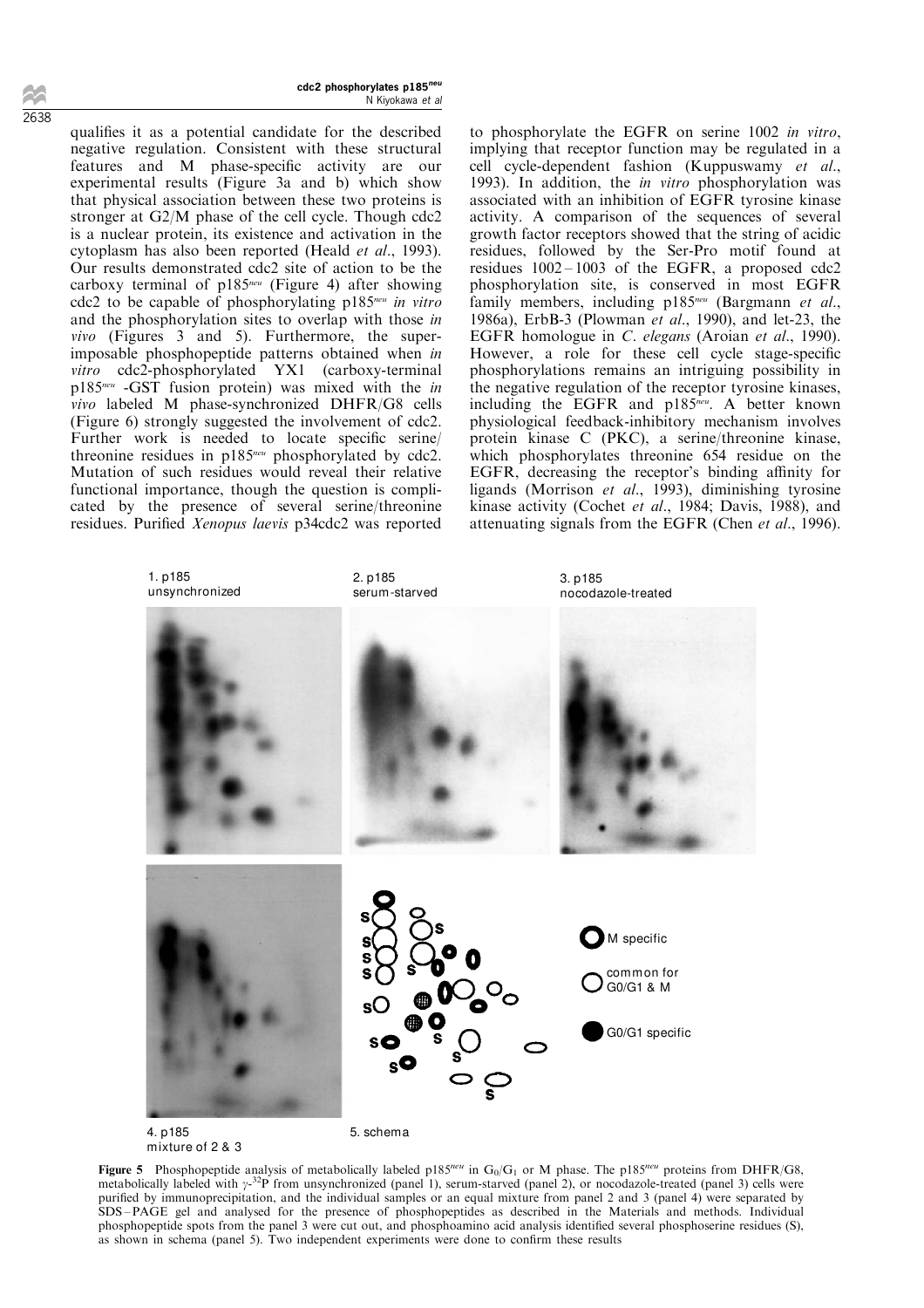qualifies it as a potential candidate for the described negative regulation. Consistent with these structural features and M phase-specific activity are our experimental results (Figure 3a and b) which show that physical association between these two proteins is stronger at G2/M phase of the cell cycle. Though cdc2 is a nuclear protein, its existence and activation in the cytoplasm has also been reported (Heald *et al*., 1993). Our results demonstrated cdc2 site of action to be the carboxy terminal of $p185^{neu}$ (Figure 4) after showing cdc2 to be capable of phosphorylating $p185^{neu}$ *in vitro* and the phosphorylation sites to overlap with those *in vivo* (Figures 3 and 5). Furthermore, the superimposable phosphopeptide patterns obtained when *in vitro* cdc2-phosphorylated YX1 (carboxy-terminal $p185^{neu}$ -GST fusion protein) was mixed with the *in vivo* labeled M phase-synchronized DHFR/G8 cells (Figure 6) strongly suggested the involvement of cdc2. Further work is needed to locate specific serine/threonine residues in $p185^{neu}$ phosphorylated by cdc2. Mutation of such residues would reveal their relative functional importance, though the question is complicated by the presence of several serine/threonine residues. Purified *Xenopus laevis* p34cdc2 was reported to phosphorylate the EGFR on serine 1002 *in vitro*, implying that receptor function may be regulated in a cell cycle-dependent fashion (Kuppuswamy *et al*., 1993). In addition, the *in vitro* phosphorylation was associated with an inhibition of EGFR tyrosine kinase activity. A comparison of the sequences of several growth factor receptors showed that the string of acidic residues, followed by the Ser-Pro motif found at residues 1002–1003 of the EGFR, a proposed cdc2 phosphorylation site, is conserved in most EGFR family members, including $p185^{neu}$ (Bargmann *et al*., 1986a), ErbB-3 (Plowman *et al*., 1990), and let-23, the EGFR homologue in *C. elegans* (Aroian *et al*., 1990). However, a role for these cell cycle stage-specific phosphorylations remains an intriguing possibility in the negative regulation of the receptor tyrosine kinases, including the EGFR and $p185^{neu}$. A better known physiological feedback-inhibitory mechanism involves protein kinase C (PKC), a serine/threonine kinase, which phosphorylates threonine 654 residue on the EGFR, decreasing the receptor's binding affinity for ligands (Morrison *et al*., 1993), diminishing tyrosine kinase activity (Cochet *et al*., 1984; Davis, 1988), and attenuating signals from the EGFR (Chen *et al*., 1996).

**Figure 5** Phosphopeptide analysis of metabolically labeled $p185^{neu}$ in $G_0/G_1$ or M phase. The $p185^{neu}$ proteins from DHFR/G8, metabolically labeled with $\gamma$-$^{32}$P from unsynchronized (panel 1), serum-starved (panel 2), or nocodazole-treated (panel 3) cells were purified by immunoprecipitation, and the individual samples or an equal mixture from panel 2 and 3 (panel 4) were separated by SDS–PAGE gel and analysed for the presence of phosphopeptides as described in the Materials and methods. Individual phosphopeptide spots from the panel 3 were cut out, and phosphoamino acid analysis identified several phosphoserine residues (S), as shown in schema (panel 5). Two independent experiments were done to confirm these results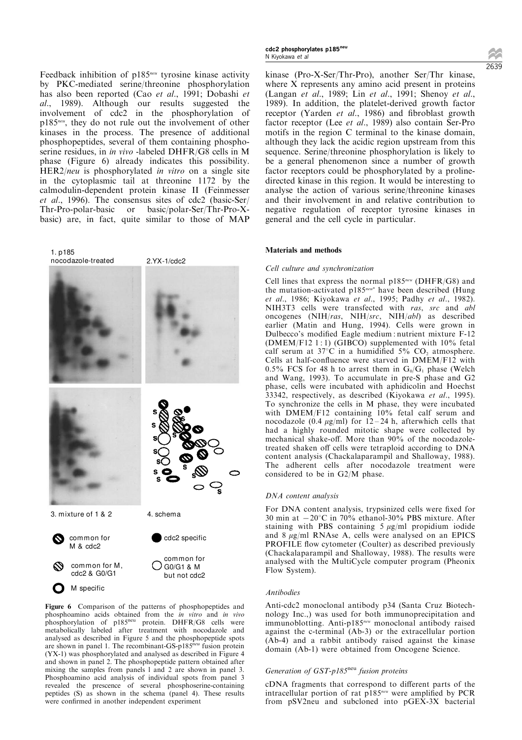Feedback inhibition of p185$^{neu}$ tyrosine kinase activity by PKC-mediated serine/threonine phosphorylation has also been reported (Cao *et al*., 1991; Dobashi *et al*., 1989). Although our results suggested the involvement of cdc2 in the phosphorylation of p185$^{neu}$, they do not rule out the involvement of other kinases in the process. The presence of additional phosphopeptides, several of them containing phosphoserine residues, in *in vivo* -labeled DHFR/G8 cells in M phase (Figure 6) already indicates this possibility. HER2/*neu* is phosphorylated *in vitro* on a single site in the cytoplasmic tail at threonine 1172 by the calmodulin-dependent protein kinase II (Feinmesser *et al*., 1996). The consensus sites of cdc2 (basic-Ser/Thr-Pro-polar-basic or basic/polar-Ser/Thr-Pro-X-basic) are, in fact, quite similar to those of MAP kinase (Pro-X-Ser/Thr-Pro), another Ser/Thr kinase, where X represents any amino acid present in proteins (Langan *et al*., 1989; Lin *et al*., 1991; Shenoy *et al*., 1989). In addition, the platelet-derived growth factor receptor (Yarden *et al*., 1986) and fibroblast growth factor receptor (Lee *et al*., 1989) also contain Ser-Pro motifs in the region C terminal to the kinase domain, although they lack the acidic region upstream from this sequence. Serine/threonine phosphorylation is likely to be a general phenomenon since a number of growth factor receptors could be phosphorylated by a proline-directed kinase in this region. It would be interesting to analyse the action of various serine/threonine kinases and their involvement in and relative contribution to negative regulation of receptor tyrosine kinases in general and the cell cycle in particular.

1. p185 nocodazole-treated — 2. YX-1/cdc2 — 3. mixture of 1 & 2 — 4. schema

Legend: common for M & cdc2; cdc2 specific; common for M, cdc2 & G0/G1; common for G0/G1 & M but not cdc2; M specific

**Figure 6** Comparison of the patterns of phosphopeptides and phosphoamino acids obtained from the *in vitro* and *in vivo* phosphorylation of p185$^{neu}$ protein. DHFR/G8 cells were metabolically labeled after treatment with nocodazole and analysed as described in Figure 5 and the phosphopeptide spots are shown in panel 1. The recombinant-GS-p185$^{neu}$ fusion protein (YX-1) was phosphorylated and analysed as described in Figure 4 and shown in panel 2. The phosphopeptide pattern obtained after mixing the samples from panels 1 and 2 are shown in panel 3. Phosphoamino acid analysis of individual spots from panel 3 revealed the prescence of several phosphoserine-containing peptides (S) as shown in the schema (panel 4). These results were confirmed in another independent experiment

## Materials and methods

### *Cell culture and synchronization*

Cell lines that express the normal p185$^{neu}$ (DHFR/G8) and the mutation-activated p185$^{neu*}$ have been described (Hung *et al*., 1986; Kiyokawa *et al*., 1995; Padhy *et al*., 1982). NIH3T3 cells were transfected with *ras*, *src* and *abl* oncogenes (NIH/*ras*, NIH/*src*, NIH/*abl*) as described earlier (Matin and Hung, 1994). Cells were grown in Dulbecco's modified Eagle medium : nutrient mixture F-12 (DMEM/F12 1 : 1) (GIBCO) supplemented with 10% fetal calf serum at 37°C in a humidified 5% $CO_2$ atmosphere. Cells at half-confluence were starved in DMEM/F12 with 0.5% FCS for 48 h to arrest them in $G_0$/$G_1$ phase (Welch and Wang, 1993). To accumulate in pre-S phase and G2 phase, cells were incubated with aphidicolin and Hoechst 33342, respectively, as described (Kiyokawa *et al*., 1995). To synchronize the cells in M phase, they were incubated with DMEM/F12 containing 10% fetal calf serum and nocodazole (0.4 μg/ml) for 12–24 h, afterwhich cells that had a highly rounded mitotic shape were collected by mechanical shake-off. More than 90% of the nocodazole-treated shaken off cells were tetraploid according to DNA content analysis (Chackalaparampil and Shalloway, 1988). The adherent cells after nocodazole treatment were considered to be in G2/M phase.

### *DNA content analysis*

For DNA content analysis, trypsinized cells were fixed for 30 min at −20°C in 70% ethanol-30% PBS mixture. After staining with PBS containing 5 μg/ml propidium iodide and 8 μg/ml RNAse A, cells were analysed on an EPICS PROFILE flow cytometer (Coulter) as described previously (Chackalaparampil and Shalloway, 1988). The results were analysed with the MultiCycle computer program (Pheonix Flow System).

### *Antibodies*

Anti-cdc2 monoclonal antibody p34 (Santa Cruz Biotechnology Inc.,) was used for both immunoprecipitation and immunoblotting. Anti-p185$^{neu}$ monoclonal antibody raised against the c-terminal (Ab-3) or the extracellular portion (Ab-4) and a rabbit antibody raised against the kinase domain (Ab-1) were obtained from Oncogene Science.

### *Generation of GST-p185*$^{neu}$ *fusion proteins*

cDNA fragments that correspond to different parts of the intracellular portion of rat p185$^{neu}$ were amplified by PCR from pSV2neu and subcloned into pGEX-3X bacterial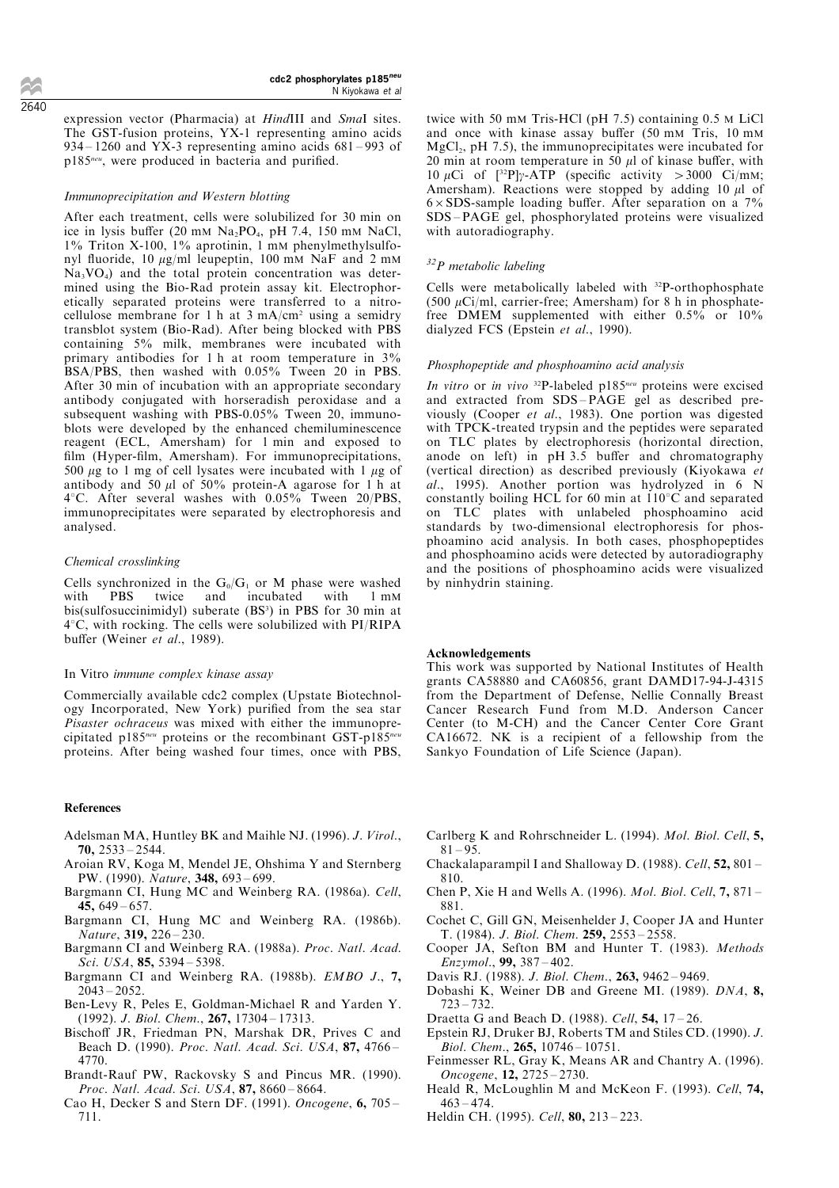expression vector (Pharmacia) at *Hind*III and *Sma*I sites. The GST-fusion proteins, YX-1 representing amino acids 934–1260 and YX-3 representing amino acids 681–993 of p185$^{neu}$, were produced in bacteria and purified.

### *Immunoprecipitation and Western blotting*

After each treatment, cells were solubilized for 30 min on ice in lysis buffer (20 mM $Na_2PO_4$, pH 7.4, 150 mM NaCl, 1% Triton X-100, 1% aprotinin, 1 mM phenylmethylsulfonyl fluoride, 10 μg/ml leupeptin, 100 mM NaF and 2 mM $Na_3VO_4$) and the total protein concentration was determined using the Bio-Rad protein assay kit. Electrophoretically separated proteins were transferred to a nitrocellulose membrane for 1 h at 3 mA/cm$^2$ using a semidry transblot system (Bio-Rad). After being blocked with PBS containing 5% milk, membranes were incubated with primary antibodies for 1 h at room temperature in 3% BSA/PBS, then washed with 0.05% Tween 20 in PBS. After 30 min of incubation with an appropriate secondary antibody conjugated with horseradish peroxidase and a subsequent washing with PBS-0.05% Tween 20, immunoblots were developed by the enhanced chemiluminescence reagent (ECL, Amersham) for 1 min and exposed to film (Hyper-film, Amersham). For immunoprecipitations, 500 μg to 1 mg of cell lysates were incubated with 1 μg of antibody and 50 μl of 50% protein-A agarose for 1 h at 4°C. After several washes with 0.05% Tween 20/PBS, immunoprecipitates were separated by electrophoresis and analysed.

### *Chemical crosslinking*

Cells synchronized in the $G_0/G_1$ or M phase were washed with PBS twice and incubated with 1 mM bis(sulfosuccinimidyl) suberate ($BS^3$) in PBS for 30 min at 4°C, with rocking. The cells were solubilized with PI/RIPA buffer (Weiner *et al*., 1989).

### In Vitro *immune complex kinase assay*

Commercially available cdc2 complex (Upstate Biotechnology Incorporated, New York) purified from the sea star *Pisaster ochraceus* was mixed with either the immunoprecipitated p185$^{neu}$ proteins or the recombinant GST-p185$^{neu}$ proteins. After being washed four times, once with PBS, twice with 50 mM Tris-HCl (pH 7.5) containing 0.5 M LiCl and once with kinase assay buffer (50 mM Tris, 10 mM $MgCl_2$, pH 7.5), the immunoprecipitates were incubated for 20 min at room temperature in 50 μl of kinase buffer, with 10 μCi of [$^{32}$P]γ-ATP (specific activity >3000 Ci/mM; Amersham). Reactions were stopped by adding 10 μl of 6×SDS-sample loading buffer. After separation on a 7% SDS–PAGE gel, phosphorylated proteins were visualized with autoradiography.

### *$^{32}$P metabolic labeling*

Cells were metabolically labeled with $^{32}$P-orthophosphate (500 μCi/ml, carrier-free; Amersham) for 8 h in phosphate-free DMEM supplemented with either 0.5% or 10% dialyzed FCS (Epstein *et al*., 1990).

### *Phosphopeptide and phosphoamino acid analysis*

*In vitro* or *in vivo* $^{32}$P-labeled p185$^{neu}$ proteins were excised and extracted from SDS–PAGE gel as described previously (Cooper *et al*., 1983). One portion was digested with TPCK-treated trypsin and the peptides were separated on TLC plates by electrophoresis (horizontal direction, anode on left) in pH 3.5 buffer and chromatography (vertical direction) as described previously (Kiyokawa *et al*., 1995). Another portion was hydrolyzed in 6 N constantly boiling HCL for 60 min at 110°C and separated on TLC plates with unlabeled phosphoamino acid standards by two-dimensional electrophoresis for phosphoamino acid analysis. In both cases, phosphopeptides and phosphoamino acids were detected by autoradiography and the positions of phosphoamino acids were visualized by ninhydrin staining.

## Acknowledgements

This work was supported by National Institutes of Health grants CA58880 and CA60856, grant DAMD17-94-J-4315 from the Department of Defense, Nellie Connally Breast Cancer Research Fund from M.D. Anderson Cancer Center (to M-CH) and the Cancer Center Core Grant CA16672. NK is a recipient of a fellowship from the Sankyo Foundation of Life Science (Japan).

## References

Adelsman MA, Huntley BK and Maihle NJ. (1996). *J. Virol*., **70,** 2533–2544.

Aroian RV, Koga M, Mendel JE, Ohshima Y and Sternberg PW. (1990). *Nature*, **348,** 693–699.

Bargmann CI, Hung MC and Weinberg RA. (1986a). *Cell*, **45,** 649–657.

Bargmann CI, Hung MC and Weinberg RA. (1986b). *Nature*, **319,** 226–230.

Bargmann CI and Weinberg RA. (1988a). *Proc. Natl. Acad. Sci. USA*, **85,** 5394–5398.

Bargmann CI and Weinberg RA. (1988b). *EMBO J*., **7,** 2043–2052.

Ben-Levy R, Peles E, Goldman-Michael R and Yarden Y. (1992). *J. Biol. Chem*., **267,** 17304–17313.

Bischoff JR, Friedman PN, Marshak DR, Prives C and Beach D. (1990). *Proc. Natl. Acad. Sci. USA*, **87,** 4766–4770.

Brandt-Rauf PW, Rackovsky S and Pincus MR. (1990). *Proc. Natl. Acad. Sci. USA*, **87,** 8660–8664.

Cao H, Decker S and Stern DF. (1991). *Oncogene*, **6,** 705–711.

Carlberg K and Rohrschneider L. (1994). *Mol. Biol. Cell*, **5,** 81–95.

Chackalaparampil I and Shalloway D. (1988). *Cell*, **52,** 801–810.

Chen P, Xie H and Wells A. (1996). *Mol. Biol. Cell*, **7,** 871–881.

Cochet C, Gill GN, Meisenhelder J, Cooper JA and Hunter T. (1984). *J. Biol. Chem*. **259,** 2553–2558.

Cooper JA, Sefton BM and Hunter T. (1983). *Methods Enzymol*., **99,** 387–402.

Davis RJ. (1988). *J. Biol. Chem*., **263,** 9462–9469.

Dobashi K, Weiner DB and Greene MI. (1989). *DNA*, **8,** 723–732.

Draetta G and Beach D. (1988). *Cell*, **54,** 17–26.

Epstein RJ, Druker BJ, Roberts TM and Stiles CD. (1990). *J. Biol. Chem*., **265,** 10746–10751.

Feinmesser RL, Gray K, Means AR and Chantry A. (1996). *Oncogene*, **12,** 2725–2730.

Heald R, McLoughlin M and McKeon F. (1993). *Cell*, **74,** 463–474.

Heldin CH. (1995). *Cell*, **80,** 213–223.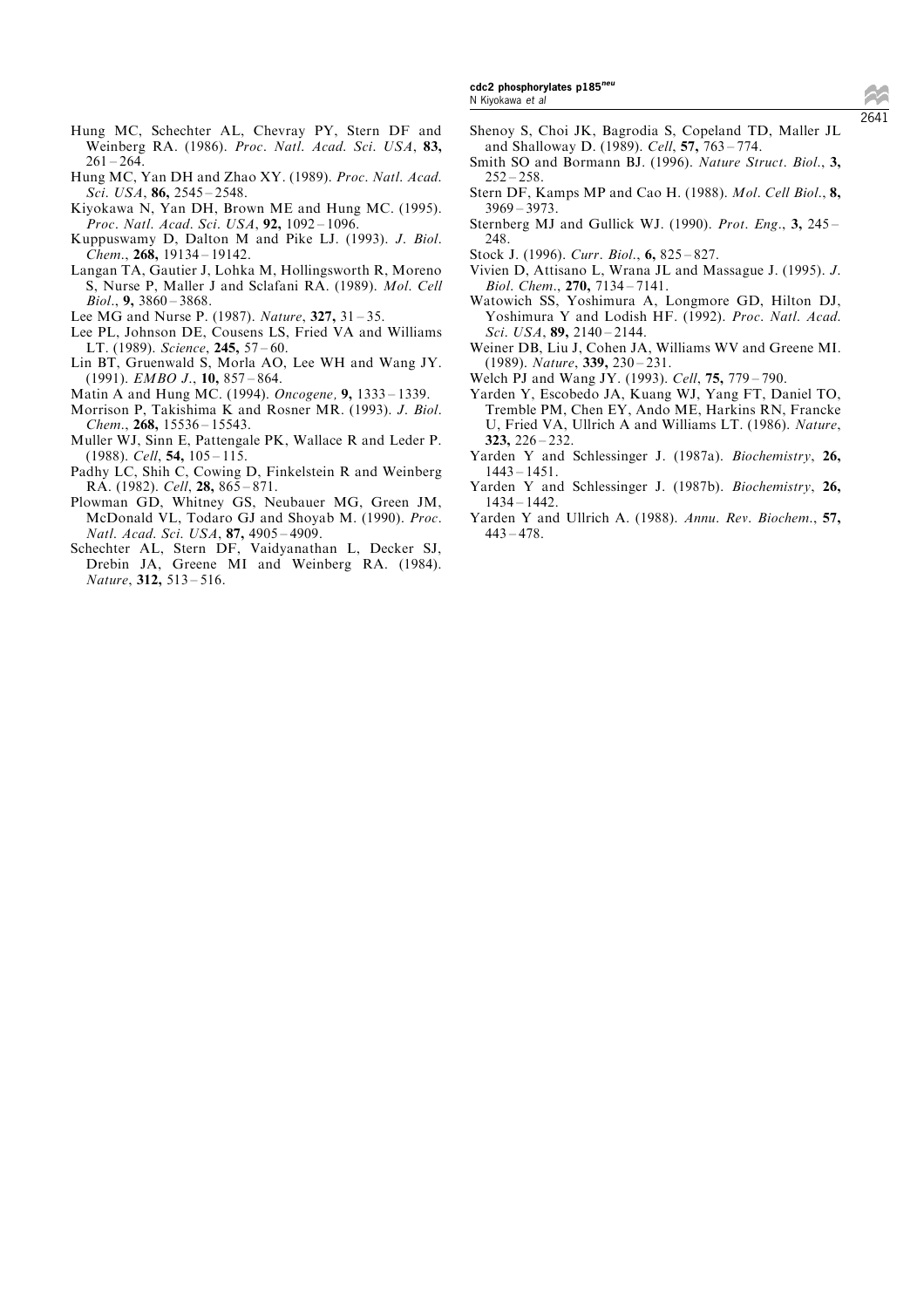Hung MC, Schechter AL, Chevray PY, Stern DF and Weinberg RA. (1986). *Proc. Natl. Acad. Sci. USA*, **83,** 261–264.

Hung MC, Yan DH and Zhao XY. (1989). *Proc. Natl. Acad. Sci. USA*, **86,** 2545–2548.

Kiyokawa N, Yan DH, Brown ME and Hung MC. (1995). *Proc. Natl. Acad. Sci. USA*, **92,** 1092–1096.

Kuppuswamy D, Dalton M and Pike LJ. (1993). *J. Biol. Chem.*, **268,** 19134–19142.

Langan TA, Gautier J, Lohka M, Hollingsworth R, Moreno S, Nurse P, Maller J and Sclafani RA. (1989). *Mol. Cell Biol.*, **9,** 3860–3868.

Lee MG and Nurse P. (1987). *Nature*, **327,** 31–35.

Lee PL, Johnson DE, Cousens LS, Fried VA and Williams LT. (1989). *Science*, **245,** 57–60.

Lin BT, Gruenwald S, Morla AO, Lee WH and Wang JY. (1991). *EMBO J.*, **10,** 857–864.

Matin A and Hung MC. (1994). *Oncogene,* **9,** 1333–1339.

Morrison P, Takishima K and Rosner MR. (1993). *J. Biol. Chem.*, **268,** 15536–15543.

Muller WJ, Sinn E, Pattengale PK, Wallace R and Leder P. (1988). *Cell*, **54,** 105–115.

Padhy LC, Shih C, Cowing D, Finkelstein R and Weinberg RA. (1982). *Cell*, **28,** 865–871.

Plowman GD, Whitney GS, Neubauer MG, Green JM, McDonald VL, Todaro GJ and Shoyab M. (1990). *Proc. Natl. Acad. Sci. USA*, **87,** 4905–4909.

Schechter AL, Stern DF, Vaidyanathan L, Decker SJ, Drebin JA, Greene MI and Weinberg RA. (1984). *Nature*, **312,** 513–516.

Shenoy S, Choi JK, Bagrodia S, Copeland TD, Maller JL and Shalloway D. (1989). *Cell*, **57,** 763–774.

Smith SO and Bormann BJ. (1996). *Nature Struct. Biol.*, **3,** 252–258.

Stern DF, Kamps MP and Cao H. (1988). *Mol. Cell Biol.*, **8,** 3969–3973.

Sternberg MJ and Gullick WJ. (1990). *Prot. Eng.*, **3,** 245–248.

Stock J. (1996). *Curr. Biol.*, **6,** 825–827.

Vivien D, Attisano L, Wrana JL and Massague J. (1995). *J. Biol. Chem.*, **270,** 7134–7141.

Watowich SS, Yoshimura A, Longmore GD, Hilton DJ, Yoshimura Y and Lodish HF. (1992). *Proc. Natl. Acad. Sci. USA*, **89,** 2140–2144.

Weiner DB, Liu J, Cohen JA, Williams WV and Greene MI. (1989). *Nature*, **339,** 230–231.

Welch PJ and Wang JY. (1993). *Cell*, **75,** 779–790.

Yarden Y, Escobedo JA, Kuang WJ, Yang FT, Daniel TO, Tremble PM, Chen EY, Ando ME, Harkins RN, Francke U, Fried VA, Ullrich A and Williams LT. (1986). *Nature*, **323,** 226–232.

Yarden Y and Schlessinger J. (1987a). *Biochemistry*, **26,** 1443–1451.

Yarden Y and Schlessinger J. (1987b). *Biochemistry*, **26,** 1434–1442.

Yarden Y and Ullrich A. (1988). *Annu. Rev. Biochem.*, **57,** 443–478.